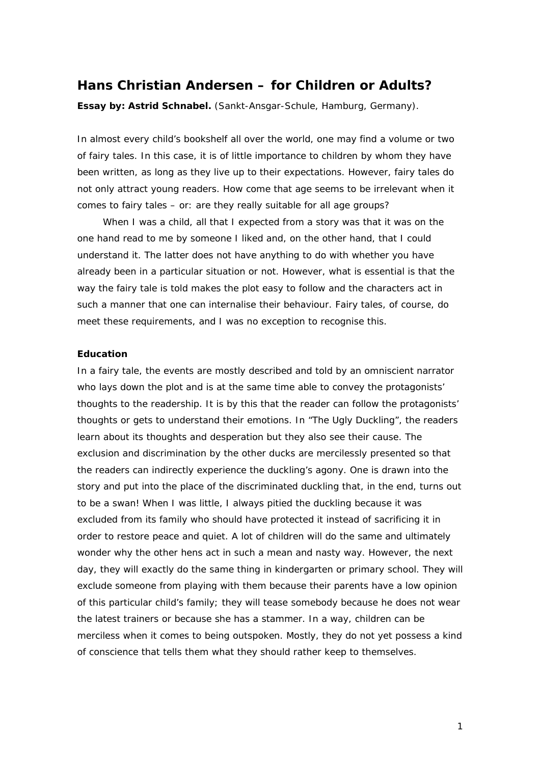# Hans Christian Andersen – for Children or Adults?

**Essay by: Astrid Schnabel.** (Sankt-Ansgar-Schule, Hamburg, Germany).

In almost every child's bookshelf all over the world, one may find a volume or two of fairy tales. In this case, it is of little importance to children by whom they have been written, as long as they live up to their expectations. However, fairy tales do not only attract young readers. How come that age seems to be irrelevant when it comes to fairy tales – or: are they really suitable for all age groups?

When I was a child, all that I expected from a story was that it was on the one hand read to me by someone I liked and, on the other hand, that I could understand it. The latter does not have anything to do with whether you have already been in a particular situation or not. However, what is essential is that the way the fairy tale is told makes the plot easy to follow and the characters act in such a manner that one can internalise their behaviour. Fairy tales, of course, do meet these requirements, and I was no exception to recognise this.

**Education**

In a fairy tale, the events are mostly described and told by an omniscient narrator who lays down the plot and is at the same time able to convey the protagonists' thoughts to the readership. It is by this that the reader can follow the protagonists' thoughts or gets to understand their emotions. In "The Ugly Duckling", the readers learn about its thoughts and desperation but they also see their cause. The exclusion and discrimination by the other ducks are mercilessly presented so that the readers can indirectly experience the duckling's agony. One is drawn into the story and put into the place of the discriminated duckling that, in the end, turns out to be a swan! When I was little, I always pitied the duckling because it was excluded from its family who should have protected it instead of sacrificing it in order to restore peace and quiet. A lot of children will do the same and ultimately wonder why the other hens act in such a mean and nasty way. However, the next day, they will exactly do the same thing in kindergarten or primary school. They will exclude someone from playing with them because their parents have a low opinion of this particular child's family; they will tease somebody because he does not wear the latest trainers or because she has a stammer. In a way, children can be merciless when it comes to being outspoken. Mostly, they do not yet possess a kind of conscience that tells them what they should rather keep to themselves.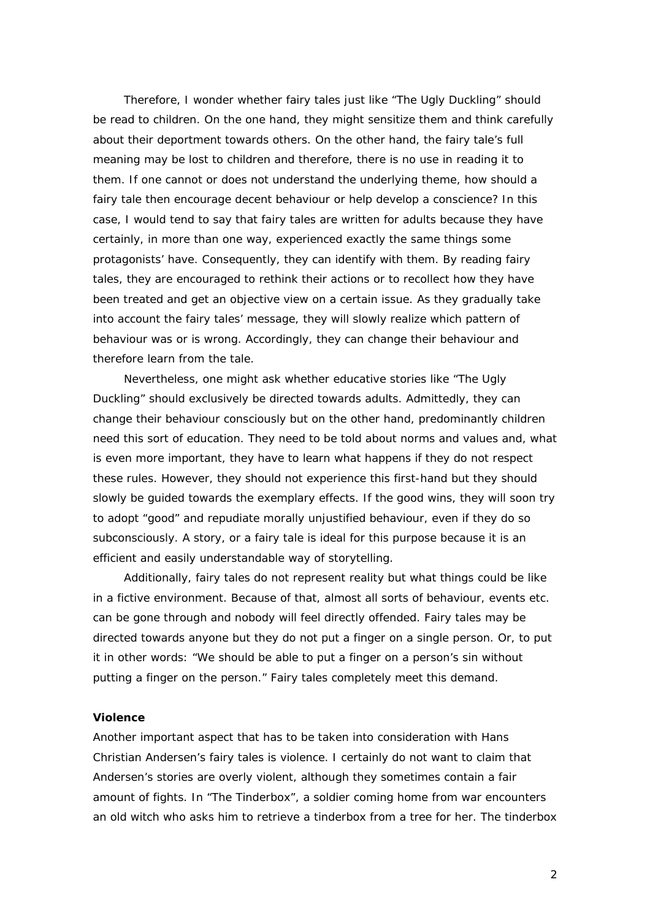Therefore, I wonder whether fairy tales just like "The Ugly Duckling" should be read to children. On the one hand, they might sensitize them and think carefully about their deportment towards others. On the other hand, the fairy tale's full meaning may be lost to children and therefore, there is no use in reading it to them. If one cannot or does not understand the underlying theme, how should a fairy tale then encourage decent behaviour or help develop a conscience? In this case, I would tend to say that fairy tales are written for adults because they have certainly, in more than one way, experienced exactly the same things some protagonists' have. Consequently, they can identify with them. By reading fairy tales, they are encouraged to rethink their actions or to recollect how they have been treated and get an objective view on a certain issue. As they gradually take into account the fairy tales' message, they will slowly realize which pattern of behaviour was or is wrong. Accordingly, they can change their behaviour and therefore learn from the tale.

Nevertheless, one might ask whether educative stories like "The Ugly Duckling" should exclusively be directed towards adults. Admittedly, they can change their behaviour consciously but on the other hand, predominantly children need this sort of education. They need to be told about norms and values and, what is even more important, they have to learn what happens if they do not respect these rules. However, they should not experience this first-hand but they should slowly be guided towards the exemplary effects. If the good wins, they will soon try to adopt "good" and repudiate morally unjustified behaviour, even if they do so subconsciously. A story, or a fairy tale is ideal for this purpose because it is an efficient and easily understandable way of storytelling.

Additionally, fairy tales do not represent reality but what things could be like in a fictive environment. Because of that, almost all sorts of behaviour, events etc. can be gone through and nobody will feel directly offended. Fairy tales may be directed towards anyone but they do not put a finger on a single person. Or, to put it in other words: "We should be able to put a finger on a person's sin without putting a finger on the person." Fairy tales completely meet this demand.

**Violence**

Another important aspect that has to be taken into consideration with Hans Christian Andersen's fairy tales is violence. I certainly do not want to claim that Andersen's stories are overly violent, although they sometimes contain a fair amount of fights. In "The Tinderbox", a soldier coming home from war encounters an old witch who asks him to retrieve a tinderbox from a tree for her. The tinderbox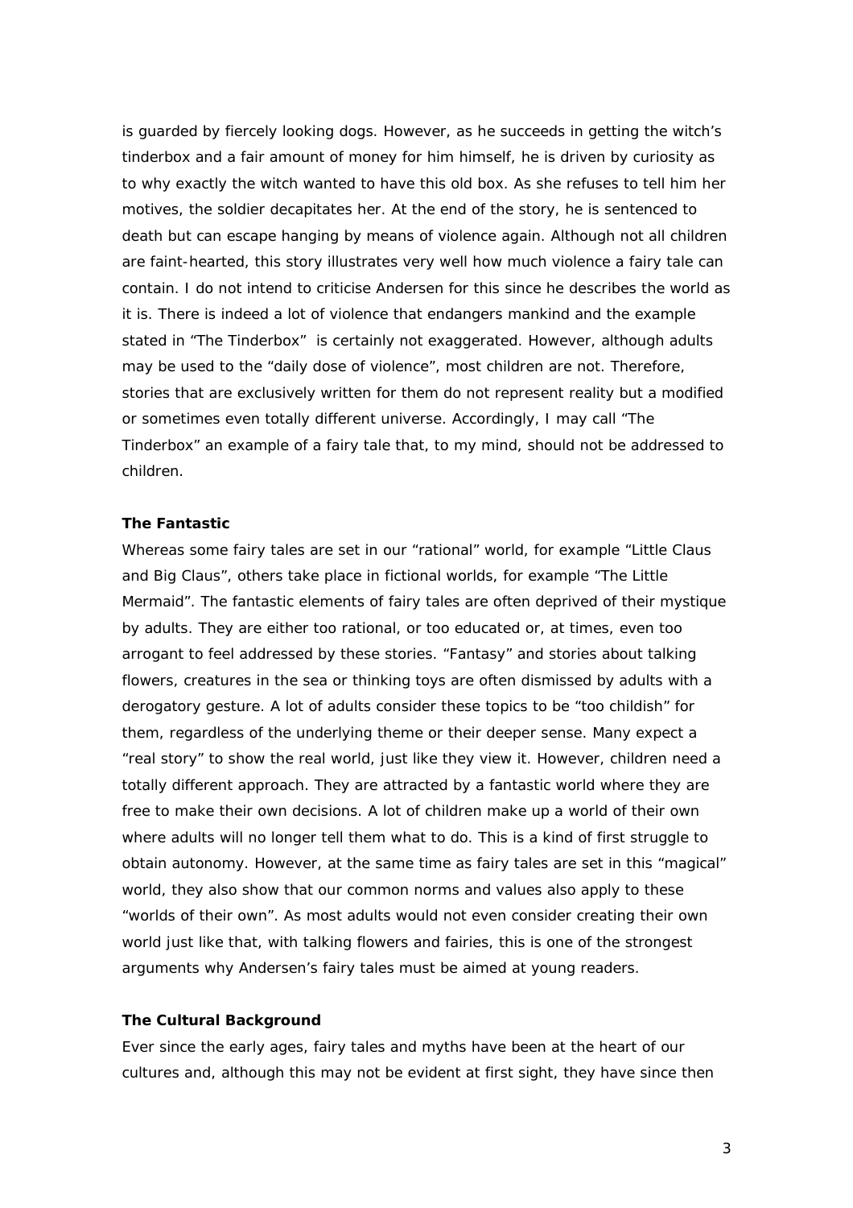is guarded by fiercely looking dogs. However, as he succeeds in getting the witch's tinderbox and a fair amount of money for him himself, he is driven by curiosity as to why exactly the witch wanted to have this old box. As she refuses to tell him her motives, the soldier decapitates her. At the end of the story, he is sentenced to death but can escape hanging by means of violence again. Although not all children are faint-hearted, this story illustrates very well how much violence a fairy tale can contain. I do not intend to criticise Andersen for this since he describes the world as it is. There is indeed a lot of violence that endangers mankind and the example stated in "The Tinderbox" is certainly not exaggerated. However, although adults may be used to the "daily dose of violence", most children are not. Therefore, stories that are exclusively written for them do not represent reality but a modified or sometimes even totally different universe. Accordingly, I may call "The Tinderbox" an example of a fairy tale that, to my mind, should not be addressed to children.

**The Fantastic**

Whereas some fairy tales are set in our "rational" world, for example "Little Claus and Big Claus", others take place in fictional worlds, for example "The Little Mermaid". The fantastic elements of fairy tales are often deprived of their mystique by adults. They are either too rational, or too educated or, at times, even too arrogant to feel addressed by these stories. "Fantasy" and stories about talking flowers, creatures in the sea or thinking toys are often dismissed by adults with a derogatory gesture. A lot of adults consider these topics to be "too childish" for them, regardless of the underlying theme or their deeper sense. Many expect a "real story" to show the real world, just like they view it. However, children need a totally different approach. They are attracted by a fantastic world where they are free to make their own decisions. A lot of children make up a world of their own where adults will no longer tell them what to do. This is a kind of first struggle to obtain autonomy. However, at the same time as fairy tales are set in this "magical" world, they also show that our common norms and values also apply to these "worlds of their own". As most adults would not even consider creating their own world just like that, with talking flowers and fairies, this is one of the strongest arguments why Andersen's fairy tales must be aimed at young readers.

**The Cultural Background**

Ever since the early ages, fairy tales and myths have been at the heart of our cultures and, although this may not be evident at first sight, they have since then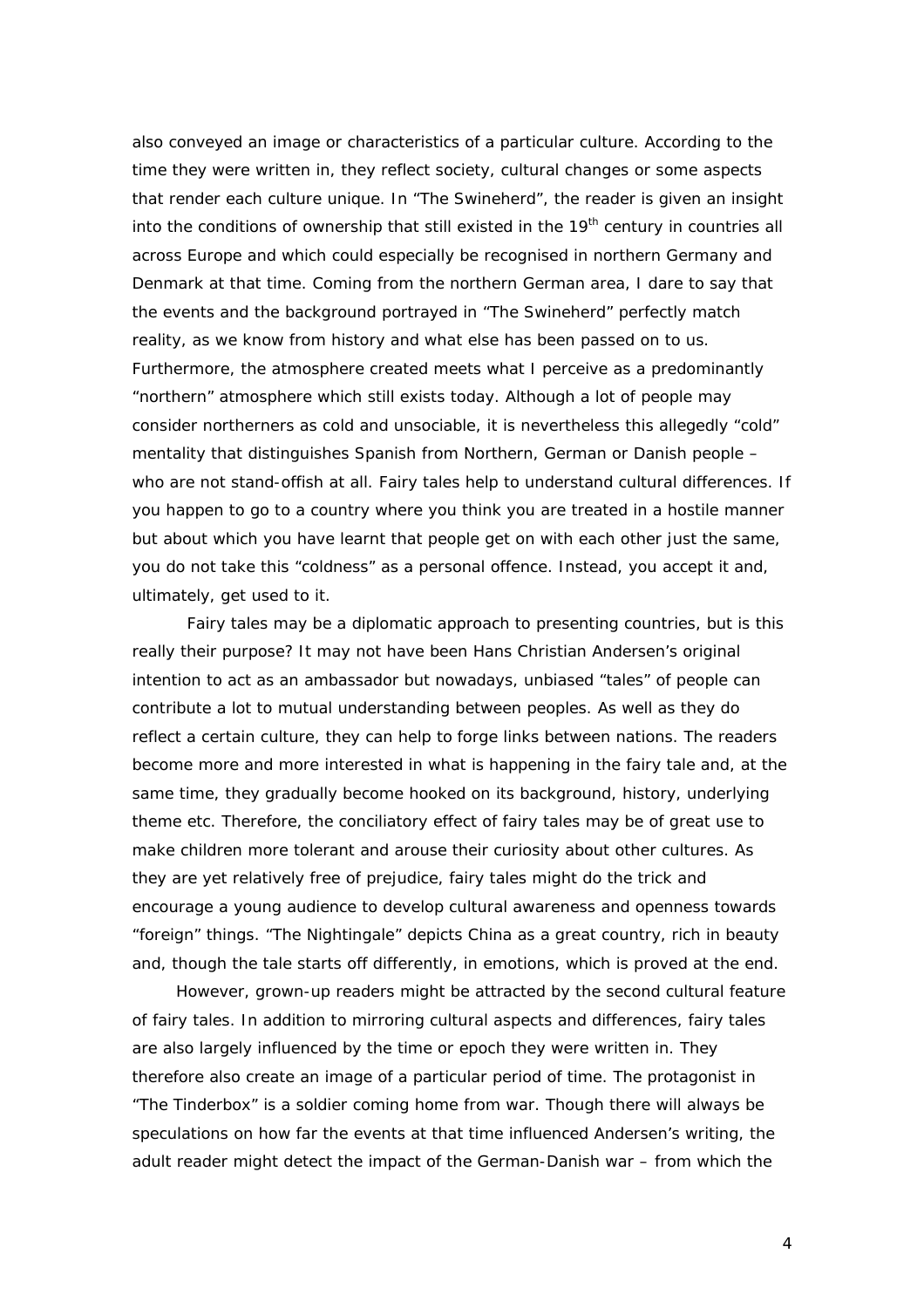also conveyed an image or characteristics of a particular culture. According to the time they were written in, they reflect society, cultural changes or some aspects that render each culture unique. In "The Swineherd", the reader is given an insight into the conditions of ownership that still existed in the 19th century in countries all across Europe and which could especially be recognised in northern Germany and Denmark at that time. Coming from the northern German area, I dare to say that the events and the background portrayed in "The Swineherd" perfectly match reality, as we know from history and what else has been passed on to us. Furthermore, the atmosphere created meets what I perceive as a predominantly "northern" atmosphere which still exists today. Although a lot of people may consider northerners as cold and unsociable, it is nevertheless this allegedly "cold" mentality that distinguishes Spanish from Northern, German or Danish people – who are not stand-offish at all. Fairy tales help to understand cultural differences. If you happen to go to a country where you think you are treated in a hostile manner but about which you have learnt that people get on with each other just the same, you do not take this "coldness" as a personal offence. Instead, you accept it and, ultimately, get used to it.

Fairy tales may be a diplomatic approach to presenting countries, but is this really their purpose? It may not have been Hans Christian Andersen's original intention to act as an ambassador but nowadays, unbiased "tales" of people can contribute a lot to mutual understanding between peoples. As well as they do reflect a certain culture, they can help to forge links between nations. The readers become more and more interested in what is happening in the fairy tale and, at the same time, they gradually become hooked on its background, history, underlying theme etc. Therefore, the conciliatory effect of fairy tales may be of great use to make children more tolerant and arouse their curiosity about other cultures. As they are yet relatively free of prejudice, fairy tales might do the trick and encourage a young audience to develop cultural awareness and openness towards "foreign" things. "The Nightingale" depicts China as a great country, rich in beauty and, though the tale starts off differently, in emotions, which is proved at the end.

However, grown-up readers might be attracted by the second cultural feature of fairy tales. In addition to mirroring cultural aspects and differences, fairy tales are also largely influenced by the time or epoch they were written in. They therefore also create an image of a particular period of time. The protagonist in "The Tinderbox" is a soldier coming home from war. Though there will always be speculations on how far the events at that time influenced Andersen's writing, the adult reader might detect the impact of the German-Danish war – from which the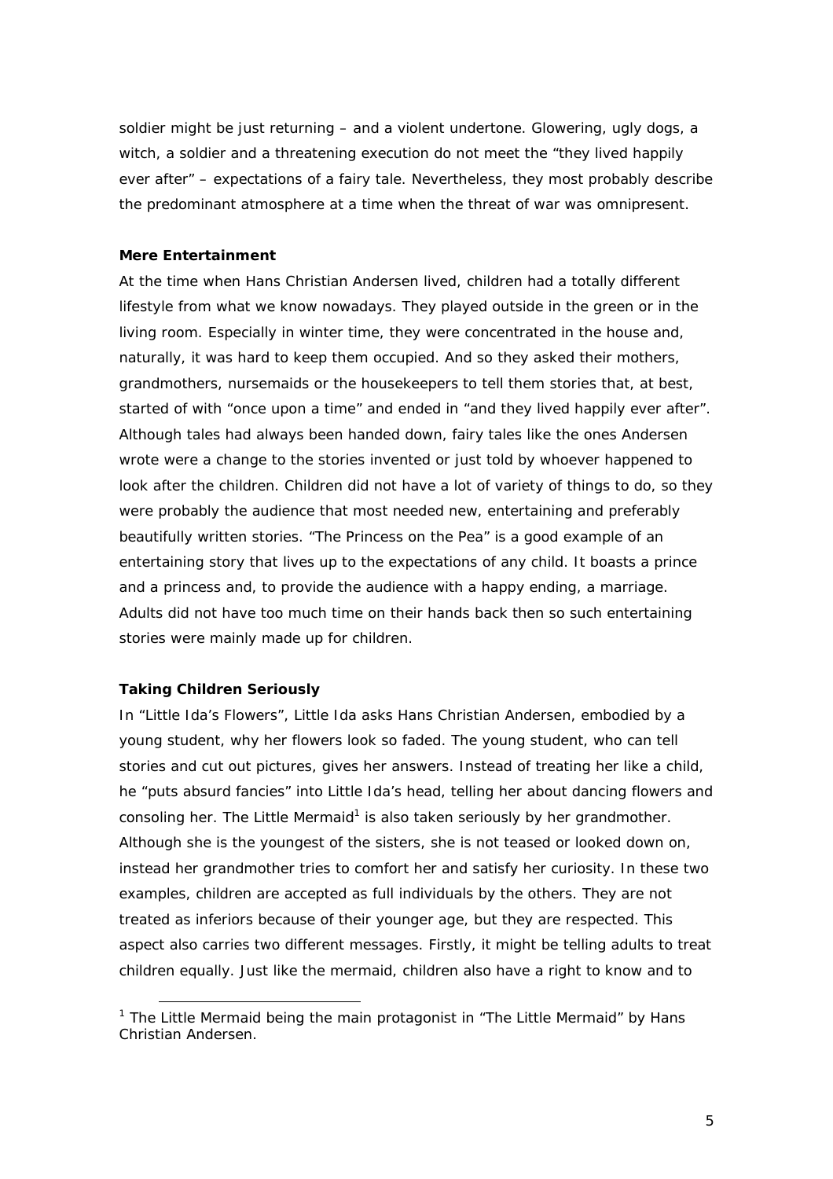soldier might be just returning – and a violent undertone. Glowering, ugly dogs, a witch, a soldier and a threatening execution do not meet the "they lived happily ever after" – expectations of a fairy tale. Nevertheless, they most probably describe the predominant atmosphere at a time when the threat of war was omnipresent.

### Mere Entertainment

At the time when Hans Christian Andersen lived, children had a totally different lifestyle from what we know nowadays. They played outside in the green or in the living room. Especially in winter time, they were concentrated in the house and, naturally, it was hard to keep them occupied. And so they asked their mothers, grandmothers, nursemaids or the housekeepers to tell them stories that, at best, started of with "once upon a time" and ended in "and they lived happily ever after". Although tales had always been handed down, fairy tales like the ones Andersen wrote were a change to the stories invented or just told by whoever happened to look after the children. Children did not have a lot of variety of things to do, so they were probably the audience that most needed new, entertaining and preferably beautifully written stories. "The Princess on the Pea" is a good example of an entertaining story that lives up to the expectations of any child. It boasts a prince and a princess and, to provide the audience with a happy ending, a marriage. Adults did not have too much time on their hands back then so such entertaining stories were mainly made up for children.

### Taking Children Seriously

In "Little Ida's Flowers", Little Ida asks Hans Christian Andersen, embodied by a young student, why her flowers look so faded. The young student, who can tell stories and cut out pictures, gives her answers. Instead of treating her like a child, he "puts absurd fancies" into Little Ida's head, telling her about dancing flowers and consoling her. The Little Mermaid[1] is also taken seriously by her grandmother. Although she is the youngest of the sisters, she is not teased or looked down on, instead her grandmother tries to comfort her and satisfy her curiosity. In these two examples, children are accepted as full individuals by the others. They are not treated as inferiors because of their younger age, but they are respected. This aspect also carries two different messages. Firstly, it might be telling adults to treat children equally. Just like the mermaid, children also have a right to know and to

[1] The Little Mermaid being the main protagonist in "The Little Mermaid" by Hans Christian Andersen.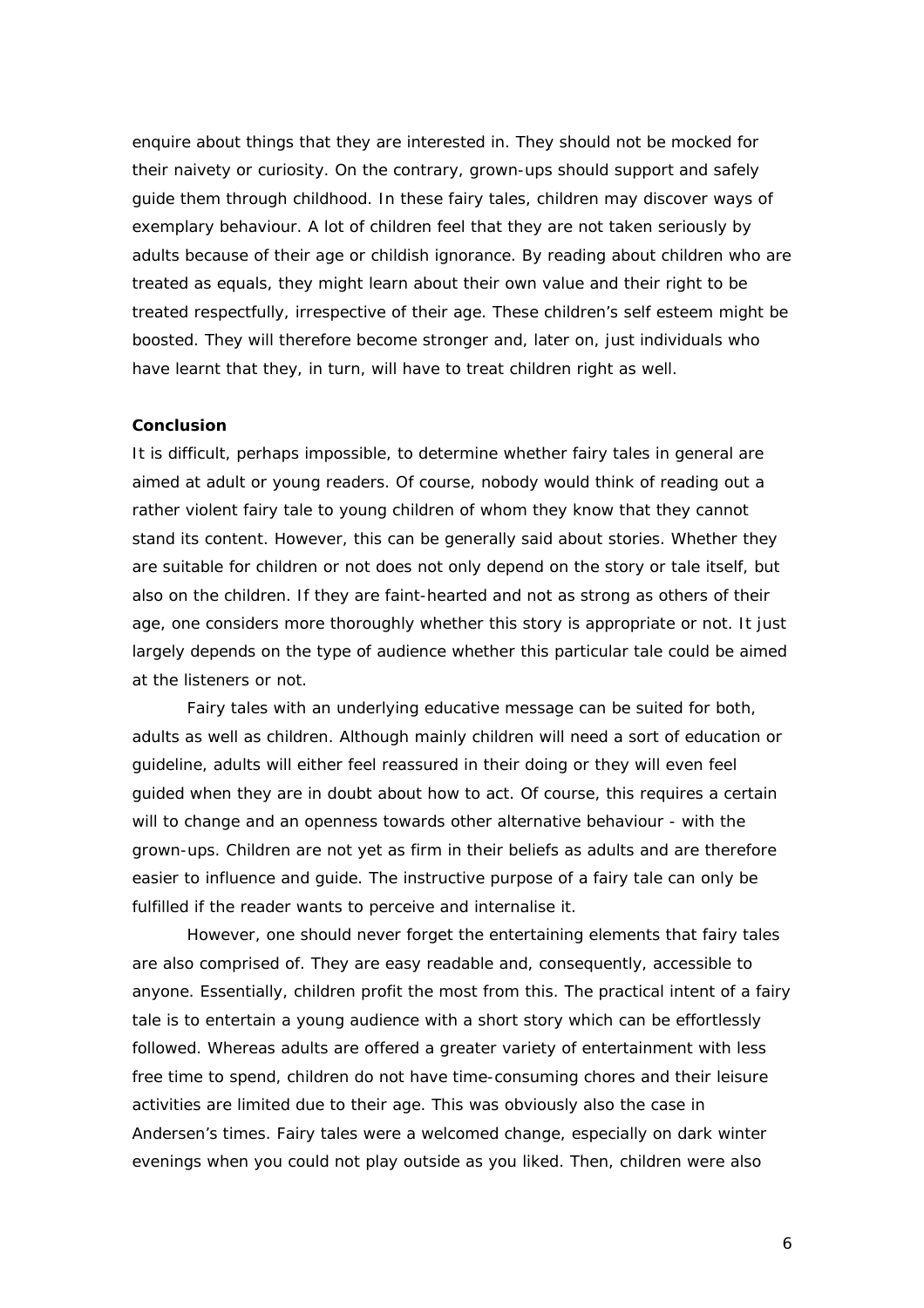enquire about things that they are interested in. They should not be mocked for their naivety or curiosity. On the contrary, grown-ups should support and safely guide them through childhood. In these fairy tales, children may discover ways of exemplary behaviour. A lot of children feel that they are not taken seriously by adults because of their age or childish ignorance. By reading about children who are treated as equals, they might learn about their own value and their right to be treated respectfully, irrespective of their age. These children's self esteem might be boosted. They will therefore become stronger and, later on, just individuals who have learnt that they, in turn, will have to treat children right as well.

**Conclusion**

It is difficult, perhaps impossible, to determine whether fairy tales in general are aimed at adult or young readers. Of course, nobody would think of reading out a rather violent fairy tale to young children of whom they know that they cannot stand its content. However, this can be generally said about stories. Whether they are suitable for children or not does not only depend on the story or tale itself, but also on the children. If they are faint-hearted and not as strong as others of their age, one considers more thoroughly whether this story is appropriate or not. It just largely depends on the type of audience whether this particular tale could be aimed at the listeners or not.

Fairy tales with an underlying educative message can be suited for both, adults as well as children. Although mainly children will need a sort of education or guideline, adults will either feel reassured in their doing or they will even feel guided when they are in doubt about how to act. Of course, this requires a certain will to change and an openness towards other alternative behaviour - with the grown-ups. Children are not yet as firm in their beliefs as adults and are therefore easier to influence and guide. The instructive purpose of a fairy tale can only be fulfilled if the reader wants to perceive and internalise it.

However, one should never forget the entertaining elements that fairy tales are also comprised of. They are easy readable and, consequently, accessible to anyone. Essentially, children profit the most from this. The practical intent of a fairy tale is to entertain a young audience with a short story which can be effortlessly followed. Whereas adults are offered a greater variety of entertainment with less free time to spend, children do not have time-consuming chores and their leisure activities are limited due to their age. This was obviously also the case in Andersen's times. Fairy tales were a welcomed change, especially on dark winter evenings when you could not play outside as you liked. Then, children were also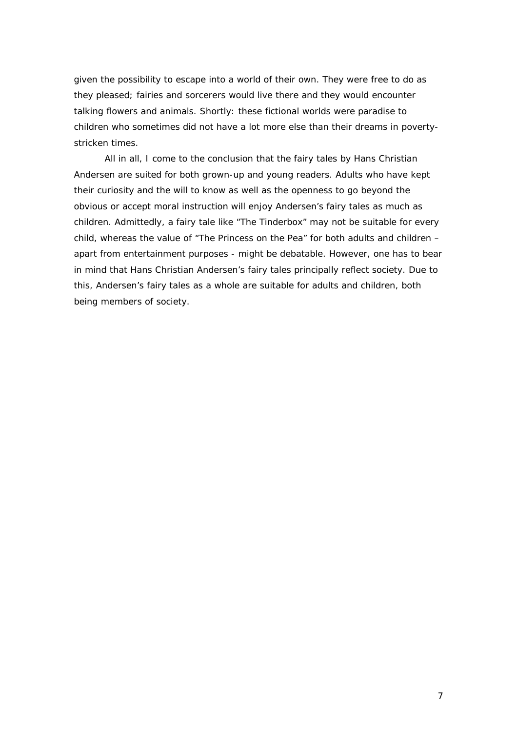given the possibility to escape into a world of their own. They were free to do as they pleased; fairies and sorcerers would live there and they would encounter talking flowers and animals. Shortly: these fictional worlds were paradise to children who sometimes did not have a lot more else than their dreams in poverty-stricken times.

All in all, I come to the conclusion that the fairy tales by Hans Christian Andersen are suited for both grown-up and young readers. Adults who have kept their curiosity and the will to know as well as the openness to go beyond the obvious or accept moral instruction will enjoy Andersen's fairy tales as much as children. Admittedly, a fairy tale like "The Tinderbox" may not be suitable for every child, whereas the value of "The Princess on the Pea" for both adults and children – apart from entertainment purposes - might be debatable. However, one has to bear in mind that Hans Christian Andersen's fairy tales principally reflect society. Due to this, Andersen's fairy tales as a whole are suitable for adults and children, both being members of society.